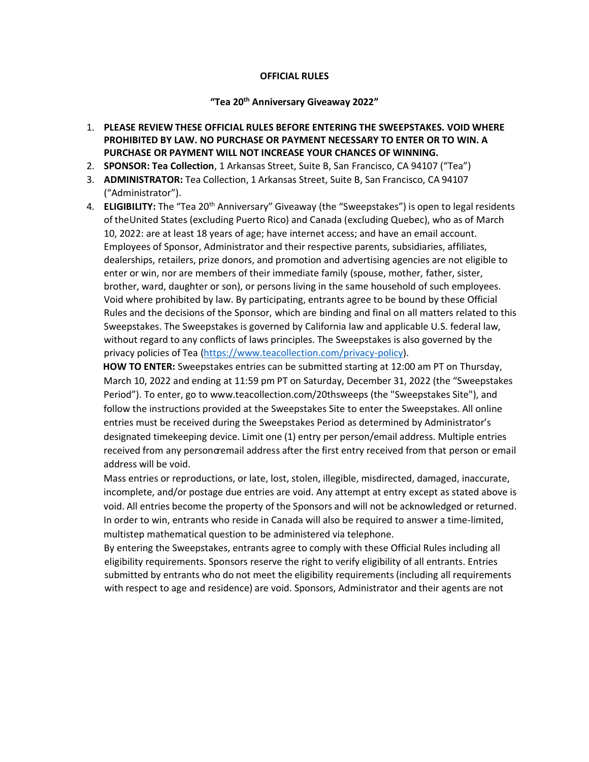**OFFICIAL RULES**

**"Tea 20th Anniversary Giveaway 2022"**

1. **PLEASE REVIEW THESE OFFICIAL RULES BEFORE ENTERING THE SWEEPSTAKES. VOID WHERE PROHIBITED BY LAW. NO PURCHASE OR PAYMENT NECESSARY TO ENTER OR TO WIN. A PURCHASE OR PAYMENT WILL NOT INCREASE YOUR CHANCES OF WINNING.**
2. **SPONSOR: Tea Collection**, 1 Arkansas Street, Suite B, San Francisco, CA 94107 ("Tea")
3. **ADMINISTRATOR:** Tea Collection, 1 Arkansas Street, Suite B, San Francisco, CA 94107 ("Administrator").
4. **ELIGIBILITY:** The "Tea 20th Anniversary" Giveaway (the "Sweepstakes") is open to legal residents of theUnited States (excluding Puerto Rico) and Canada (excluding Quebec), who as of March 10, 2022: are at least 18 years of age; have internet access; and have an email account. Employees of Sponsor, Administrator and their respective parents, subsidiaries, affiliates, dealerships, retailers, prize donors, and promotion and advertising agencies are not eligible to enter or win, nor are members of their immediate family (spouse, mother, father, sister, brother, ward, daughter or son), or persons living in the same household of such employees. Void where prohibited by law. By participating, entrants agree to be bound by these Official Rules and the decisions of the Sponsor, which are binding and final on all matters related to this Sweepstakes. The Sweepstakes is governed by California law and applicable U.S. federal law, without regard to any conflicts of laws principles. The Sweepstakes is also governed by the privacy policies of Tea (https://www.teacollection.com/privacy-policy).

   **HOW TO ENTER:** Sweepstakes entries can be submitted starting at 12:00 am PT on Thursday, March 10, 2022 and ending at 11:59 pm PT on Saturday, December 31, 2022 (the "Sweepstakes Period"). To enter, go to www.teacollection.com/20thsweeps (the "Sweepstakes Site"), and follow the instructions provided at the Sweepstakes Site to enter the Sweepstakes. All online entries must be received during the Sweepstakes Period as determined by Administrator's designated timekeeping device. Limit one (1) entry per person/email address. Multiple entries received from any personoremail address after the first entry received from that person or email address will be void.

   Mass entries or reproductions, or late, lost, stolen, illegible, misdirected, damaged, inaccurate, incomplete, and/or postage due entries are void. Any attempt at entry except as stated above is void. All entries become the property of the Sponsors and will not be acknowledged or returned. In order to win, entrants who reside in Canada will also be required to answer a time-limited, multistep mathematical question to be administered via telephone.

   By entering the Sweepstakes, entrants agree to comply with these Official Rules including all eligibility requirements. Sponsors reserve the right to verify eligibility of all entrants. Entries submitted by entrants who do not meet the eligibility requirements (including all requirements with respect to age and residence) are void. Sponsors, Administrator and their agents are not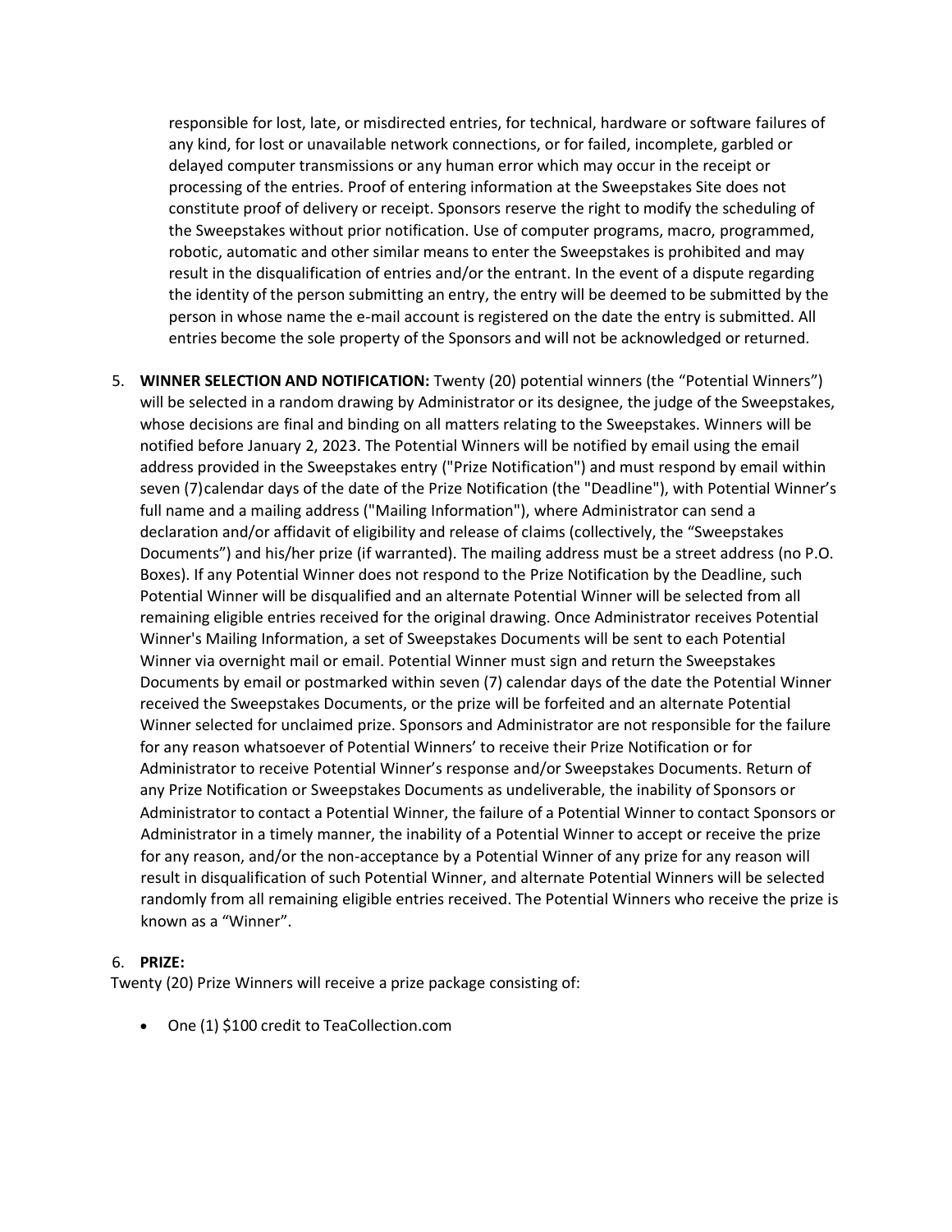responsible for lost, late, or misdirected entries, for technical, hardware or software failures of any kind, for lost or unavailable network connections, or for failed, incomplete, garbled or delayed computer transmissions or any human error which may occur in the receipt or processing of the entries. Proof of entering information at the Sweepstakes Site does not constitute proof of delivery or receipt. Sponsors reserve the right to modify the scheduling of the Sweepstakes without prior notification. Use of computer programs, macro, programmed, robotic, automatic and other similar means to enter the Sweepstakes is prohibited and may result in the disqualification of entries and/or the entrant. In the event of a dispute regarding the identity of the person submitting an entry, the entry will be deemed to be submitted by the person in whose name the e-mail account is registered on the date the entry is submitted. All entries become the sole property of the Sponsors and will not be acknowledged or returned.

5. **WINNER SELECTION AND NOTIFICATION:** Twenty (20) potential winners (the "Potential Winners") will be selected in a random drawing by Administrator or its designee, the judge of the Sweepstakes, whose decisions are final and binding on all matters relating to the Sweepstakes. Winners will be notified before January 2, 2023. The Potential Winners will be notified by email using the email address provided in the Sweepstakes entry ("Prize Notification") and must respond by email within seven (7)calendar days of the date of the Prize Notification (the "Deadline"), with Potential Winner's full name and a mailing address ("Mailing Information"), where Administrator can send a declaration and/or affidavit of eligibility and release of claims (collectively, the "Sweepstakes Documents") and his/her prize (if warranted). The mailing address must be a street address (no P.O. Boxes). If any Potential Winner does not respond to the Prize Notification by the Deadline, such Potential Winner will be disqualified and an alternate Potential Winner will be selected from all remaining eligible entries received for the original drawing. Once Administrator receives Potential Winner's Mailing Information, a set of Sweepstakes Documents will be sent to each Potential Winner via overnight mail or email. Potential Winner must sign and return the Sweepstakes Documents by email or postmarked within seven (7) calendar days of the date the Potential Winner received the Sweepstakes Documents, or the prize will be forfeited and an alternate Potential Winner selected for unclaimed prize. Sponsors and Administrator are not responsible for the failure for any reason whatsoever of Potential Winners' to receive their Prize Notification or for Administrator to receive Potential Winner's response and/or Sweepstakes Documents. Return of any Prize Notification or Sweepstakes Documents as undeliverable, the inability of Sponsors or Administrator to contact a Potential Winner, the failure of a Potential Winner to contact Sponsors or Administrator in a timely manner, the inability of a Potential Winner to accept or receive the prize for any reason, and/or the non-acceptance by a Potential Winner of any prize for any reason will result in disqualification of such Potential Winner, and alternate Potential Winners will be selected randomly from all remaining eligible entries received. The Potential Winners who receive the prize is known as a "Winner".

6. **PRIZE:**

Twenty (20) Prize Winners will receive a prize package consisting of:

- One (1) $100 credit to TeaCollection.com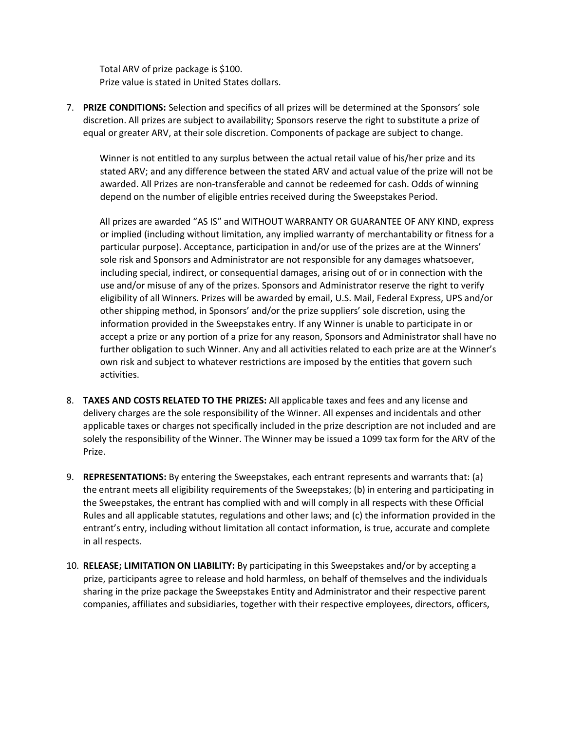Total ARV of prize package is $100.
Prize value is stated in United States dollars.

7. **PRIZE CONDITIONS:** Selection and specifics of all prizes will be determined at the Sponsors' sole discretion. All prizes are subject to availability; Sponsors reserve the right to substitute a prize of equal or greater ARV, at their sole discretion. Components of package are subject to change.

   Winner is not entitled to any surplus between the actual retail value of his/her prize and its stated ARV; and any difference between the stated ARV and actual value of the prize will not be awarded. All Prizes are non-transferable and cannot be redeemed for cash. Odds of winning depend on the number of eligible entries received during the Sweepstakes Period.

   All prizes are awarded "AS IS" and WITHOUT WARRANTY OR GUARANTEE OF ANY KIND, express or implied (including without limitation, any implied warranty of merchantability or fitness for a particular purpose). Acceptance, participation in and/or use of the prizes are at the Winners' sole risk and Sponsors and Administrator are not responsible for any damages whatsoever, including special, indirect, or consequential damages, arising out of or in connection with the use and/or misuse of any of the prizes. Sponsors and Administrator reserve the right to verify eligibility of all Winners. Prizes will be awarded by email, U.S. Mail, Federal Express, UPS and/or other shipping method, in Sponsors' and/or the prize suppliers' sole discretion, using the information provided in the Sweepstakes entry. If any Winner is unable to participate in or accept a prize or any portion of a prize for any reason, Sponsors and Administrator shall have no further obligation to such Winner. Any and all activities related to each prize are at the Winner's own risk and subject to whatever restrictions are imposed by the entities that govern such activities.

8. **TAXES AND COSTS RELATED TO THE PRIZES:** All applicable taxes and fees and any license and delivery charges are the sole responsibility of the Winner. All expenses and incidentals and other applicable taxes or charges not specifically included in the prize description are not included and are solely the responsibility of the Winner. The Winner may be issued a 1099 tax form for the ARV of the Prize.

9. **REPRESENTATIONS:** By entering the Sweepstakes, each entrant represents and warrants that: (a) the entrant meets all eligibility requirements of the Sweepstakes; (b) in entering and participating in the Sweepstakes, the entrant has complied with and will comply in all respects with these Official Rules and all applicable statutes, regulations and other laws; and (c) the information provided in the entrant's entry, including without limitation all contact information, is true, accurate and complete in all respects.

10. **RELEASE; LIMITATION ON LIABILITY:** By participating in this Sweepstakes and/or by accepting a prize, participants agree to release and hold harmless, on behalf of themselves and the individuals sharing in the prize package the Sweepstakes Entity and Administrator and their respective parent companies, affiliates and subsidiaries, together with their respective employees, directors, officers,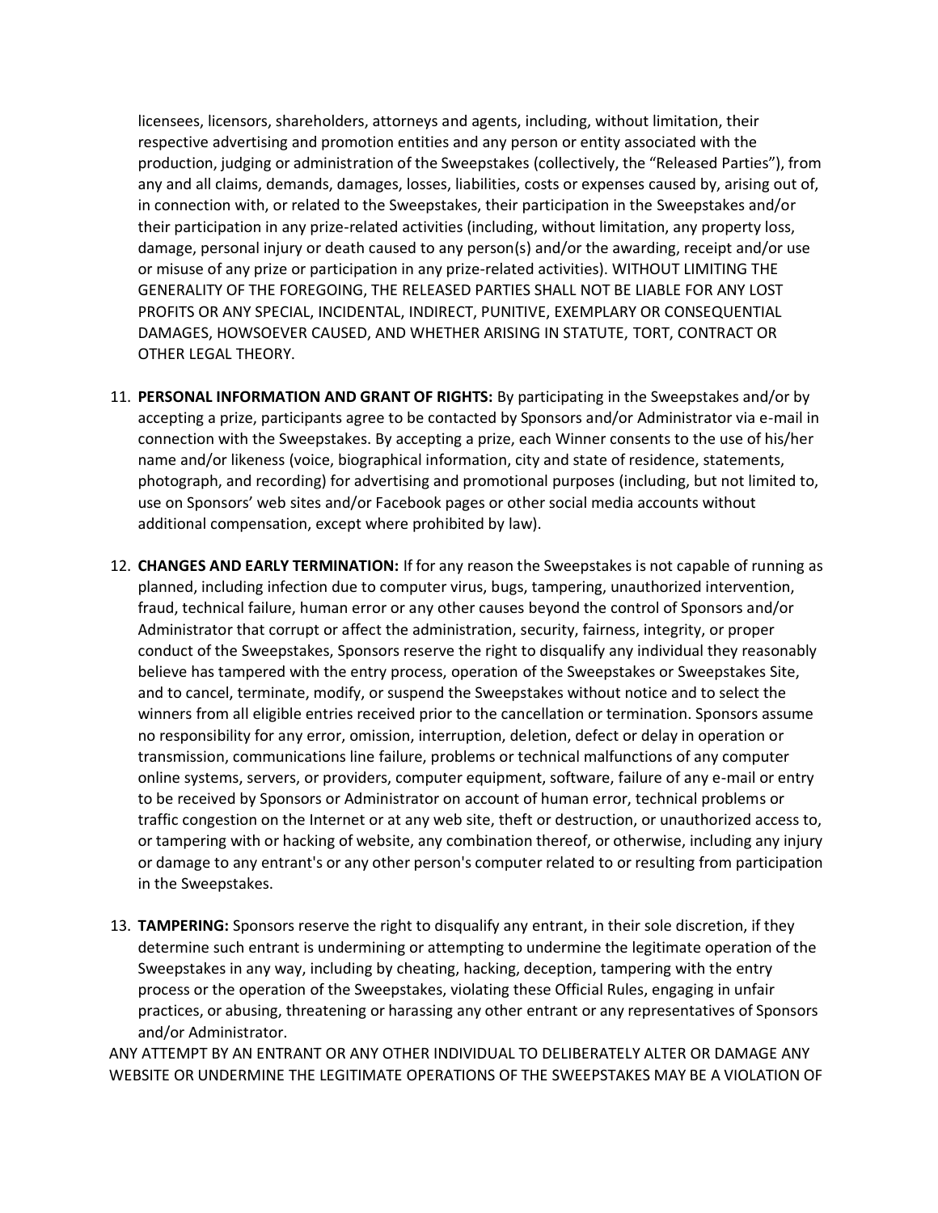licensees, licensors, shareholders, attorneys and agents, including, without limitation, their respective advertising and promotion entities and any person or entity associated with the production, judging or administration of the Sweepstakes (collectively, the "Released Parties"), from any and all claims, demands, damages, losses, liabilities, costs or expenses caused by, arising out of, in connection with, or related to the Sweepstakes, their participation in the Sweepstakes and/or their participation in any prize-related activities (including, without limitation, any property loss, damage, personal injury or death caused to any person(s) and/or the awarding, receipt and/or use or misuse of any prize or participation in any prize-related activities). WITHOUT LIMITING THE GENERALITY OF THE FOREGOING, THE RELEASED PARTIES SHALL NOT BE LIABLE FOR ANY LOST PROFITS OR ANY SPECIAL, INCIDENTAL, INDIRECT, PUNITIVE, EXEMPLARY OR CONSEQUENTIAL DAMAGES, HOWSOEVER CAUSED, AND WHETHER ARISING IN STATUTE, TORT, CONTRACT OR OTHER LEGAL THEORY.

11. **PERSONAL INFORMATION AND GRANT OF RIGHTS:** By participating in the Sweepstakes and/or by accepting a prize, participants agree to be contacted by Sponsors and/or Administrator via e-mail in connection with the Sweepstakes. By accepting a prize, each Winner consents to the use of his/her name and/or likeness (voice, biographical information, city and state of residence, statements, photograph, and recording) for advertising and promotional purposes (including, but not limited to, use on Sponsors' web sites and/or Facebook pages or other social media accounts without additional compensation, except where prohibited by law).

12. **CHANGES AND EARLY TERMINATION:** If for any reason the Sweepstakes is not capable of running as planned, including infection due to computer virus, bugs, tampering, unauthorized intervention, fraud, technical failure, human error or any other causes beyond the control of Sponsors and/or Administrator that corrupt or affect the administration, security, fairness, integrity, or proper conduct of the Sweepstakes, Sponsors reserve the right to disqualify any individual they reasonably believe has tampered with the entry process, operation of the Sweepstakes or Sweepstakes Site, and to cancel, terminate, modify, or suspend the Sweepstakes without notice and to select the winners from all eligible entries received prior to the cancellation or termination. Sponsors assume no responsibility for any error, omission, interruption, deletion, defect or delay in operation or transmission, communications line failure, problems or technical malfunctions of any computer online systems, servers, or providers, computer equipment, software, failure of any e-mail or entry to be received by Sponsors or Administrator on account of human error, technical problems or traffic congestion on the Internet or at any web site, theft or destruction, or unauthorized access to, or tampering with or hacking of website, any combination thereof, or otherwise, including any injury or damage to any entrant's or any other person's computer related to or resulting from participation in the Sweepstakes.

13. **TAMPERING:** Sponsors reserve the right to disqualify any entrant, in their sole discretion, if they determine such entrant is undermining or attempting to undermine the legitimate operation of the Sweepstakes in any way, including by cheating, hacking, deception, tampering with the entry process or the operation of the Sweepstakes, violating these Official Rules, engaging in unfair practices, or abusing, threatening or harassing any other entrant or any representatives of Sponsors and/or Administrator.

ANY ATTEMPT BY AN ENTRANT OR ANY OTHER INDIVIDUAL TO DELIBERATELY ALTER OR DAMAGE ANY WEBSITE OR UNDERMINE THE LEGITIMATE OPERATIONS OF THE SWEEPSTAKES MAY BE A VIOLATION OF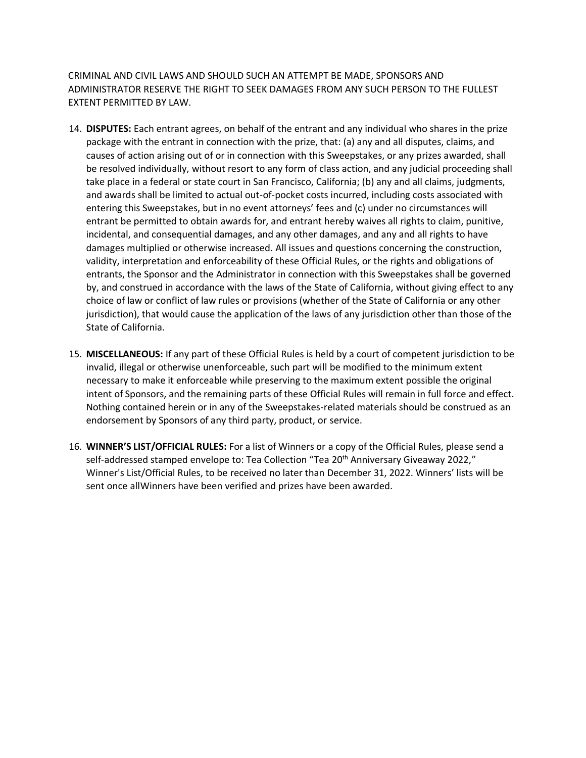CRIMINAL AND CIVIL LAWS AND SHOULD SUCH AN ATTEMPT BE MADE, SPONSORS AND ADMINISTRATOR RESERVE THE RIGHT TO SEEK DAMAGES FROM ANY SUCH PERSON TO THE FULLEST EXTENT PERMITTED BY LAW.

14. **DISPUTES:** Each entrant agrees, on behalf of the entrant and any individual who shares in the prize package with the entrant in connection with the prize, that: (a) any and all disputes, claims, and causes of action arising out of or in connection with this Sweepstakes, or any prizes awarded, shall be resolved individually, without resort to any form of class action, and any judicial proceeding shall take place in a federal or state court in San Francisco, California; (b) any and all claims, judgments, and awards shall be limited to actual out-of-pocket costs incurred, including costs associated with entering this Sweepstakes, but in no event attorneys' fees and (c) under no circumstances will entrant be permitted to obtain awards for, and entrant hereby waives all rights to claim, punitive, incidental, and consequential damages, and any other damages, and any and all rights to have damages multiplied or otherwise increased. All issues and questions concerning the construction, validity, interpretation and enforceability of these Official Rules, or the rights and obligations of entrants, the Sponsor and the Administrator in connection with this Sweepstakes shall be governed by, and construed in accordance with the laws of the State of California, without giving effect to any choice of law or conflict of law rules or provisions (whether of the State of California or any other jurisdiction), that would cause the application of the laws of any jurisdiction other than those of the State of California.

15. **MISCELLANEOUS:** If any part of these Official Rules is held by a court of competent jurisdiction to be invalid, illegal or otherwise unenforceable, such part will be modified to the minimum extent necessary to make it enforceable while preserving to the maximum extent possible the original intent of Sponsors, and the remaining parts of these Official Rules will remain in full force and effect. Nothing contained herein or in any of the Sweepstakes-related materials should be construed as an endorsement by Sponsors of any third party, product, or service.

16. **WINNER'S LIST/OFFICIAL RULES:** For a list of Winners or a copy of the Official Rules, please send a self-addressed stamped envelope to: Tea Collection "Tea 20th Anniversary Giveaway 2022," Winner's List/Official Rules, to be received no later than December 31, 2022. Winners' lists will be sent once allWinners have been verified and prizes have been awarded.